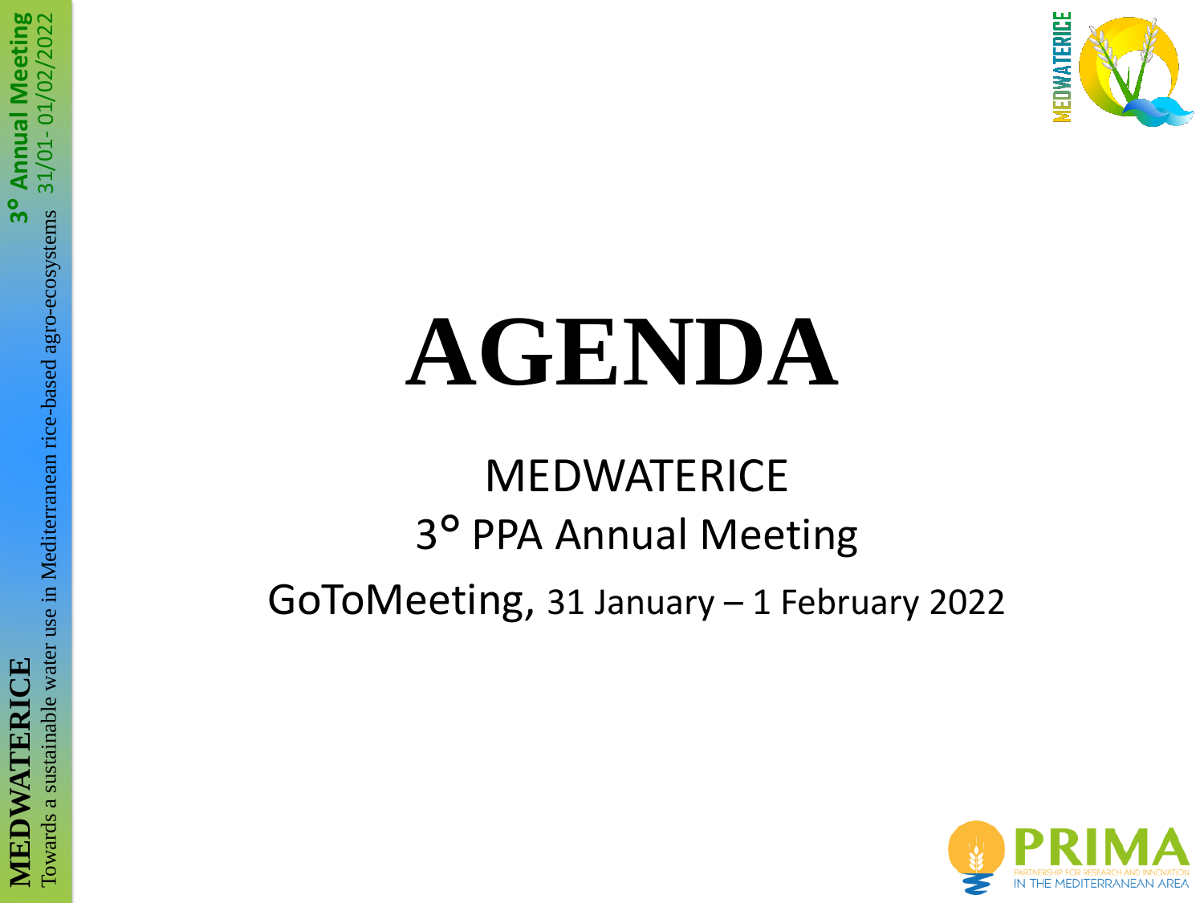# AGENDA

MEDWATERICE

3° PPA Annual Meeting

GoToMeeting, 31 January – 1 February 2022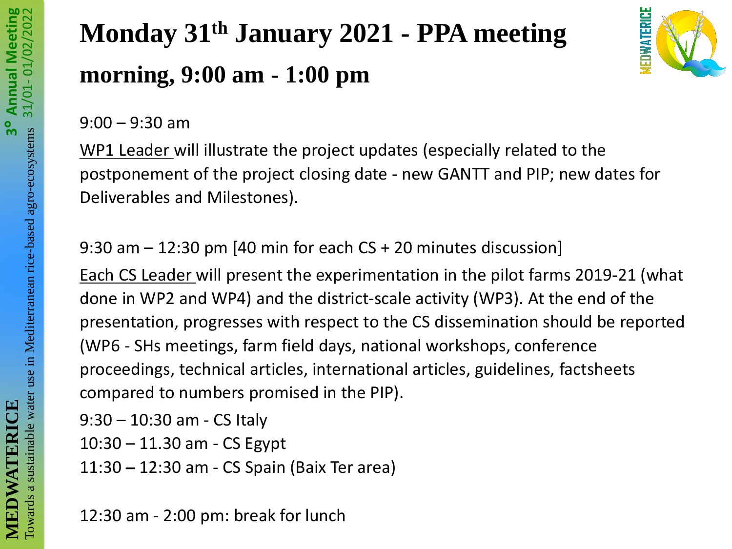# Monday 31th January 2021 - PPA meeting

## morning, 9:00 am - 1:00 pm

9:00 – 9:30 am

WP1 Leader will illustrate the project updates (especially related to the postponement of the project closing date - new GANTT and PIP; new dates for Deliverables and Milestones).

9:30 am – 12:30 pm [40 min for each CS + 20 minutes discussion]

Each CS Leader will present the experimentation in the pilot farms 2019-21 (what done in WP2 and WP4) and the district-scale activity (WP3). At the end of the presentation, progresses with respect to the CS dissemination should be reported (WP6 - SHs meetings, farm field days, national workshops, conference proceedings, technical articles, international articles, guidelines, factsheets compared to numbers promised in the PIP).

9:30 – 10:30 am - CS Italy

10:30 – 11.30 am - CS Egypt

11:30 – 12:30 am - CS Spain (Baix Ter area)

12:30 am - 2:00 pm: break for lunch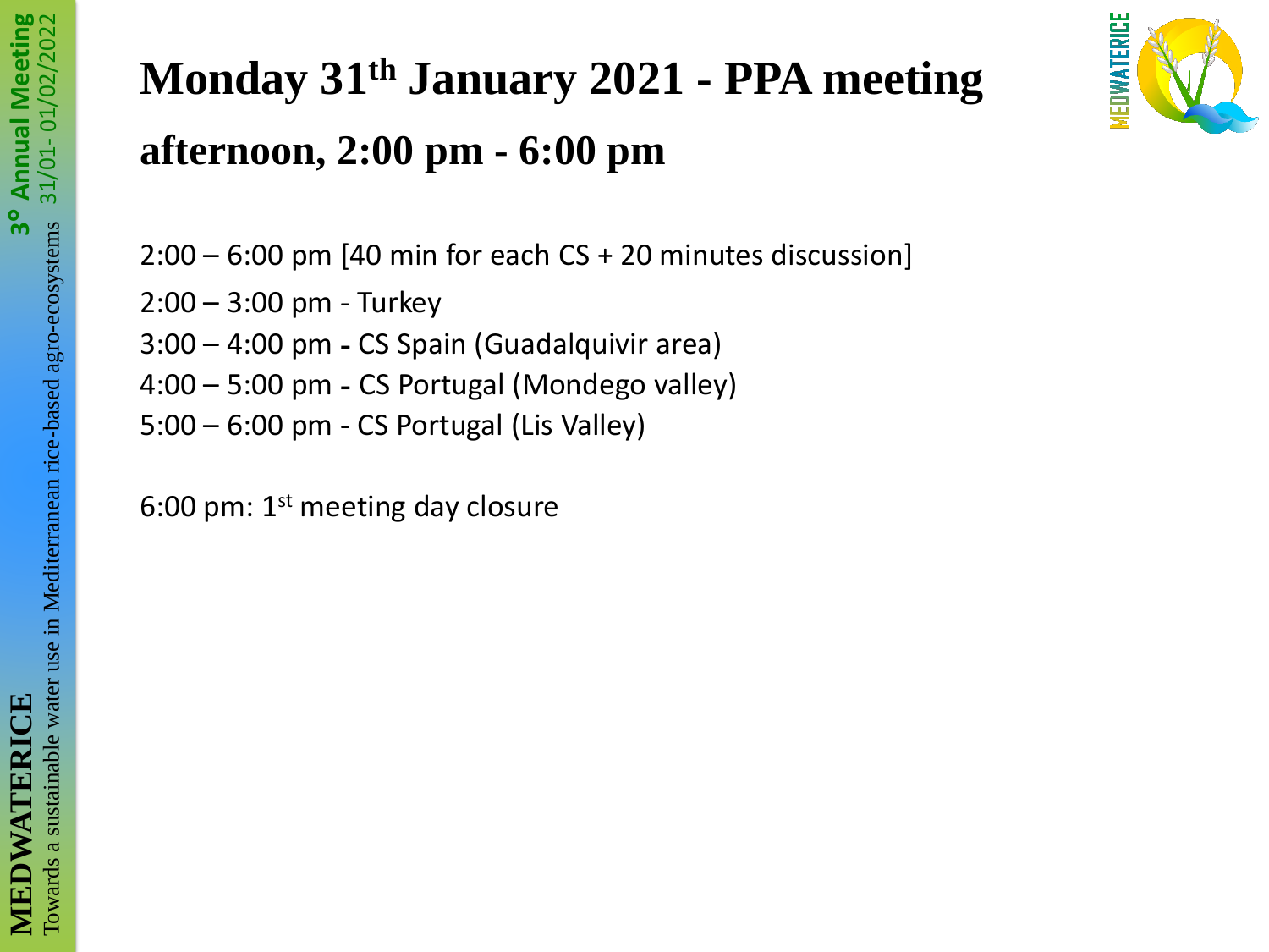# Monday 31th January 2021 - PPA meeting

## afternoon, 2:00 pm - 6:00 pm

2:00 – 6:00 pm [40 min for each CS + 20 minutes discussion]

2:00 – 3:00 pm - Turkey

3:00 – 4:00 pm - CS Spain (Guadalquivir area)

4:00 – 5:00 pm - CS Portugal (Mondego valley)

5:00 – 6:00 pm - CS Portugal (Lis Valley)

6:00 pm: 1st meeting day closure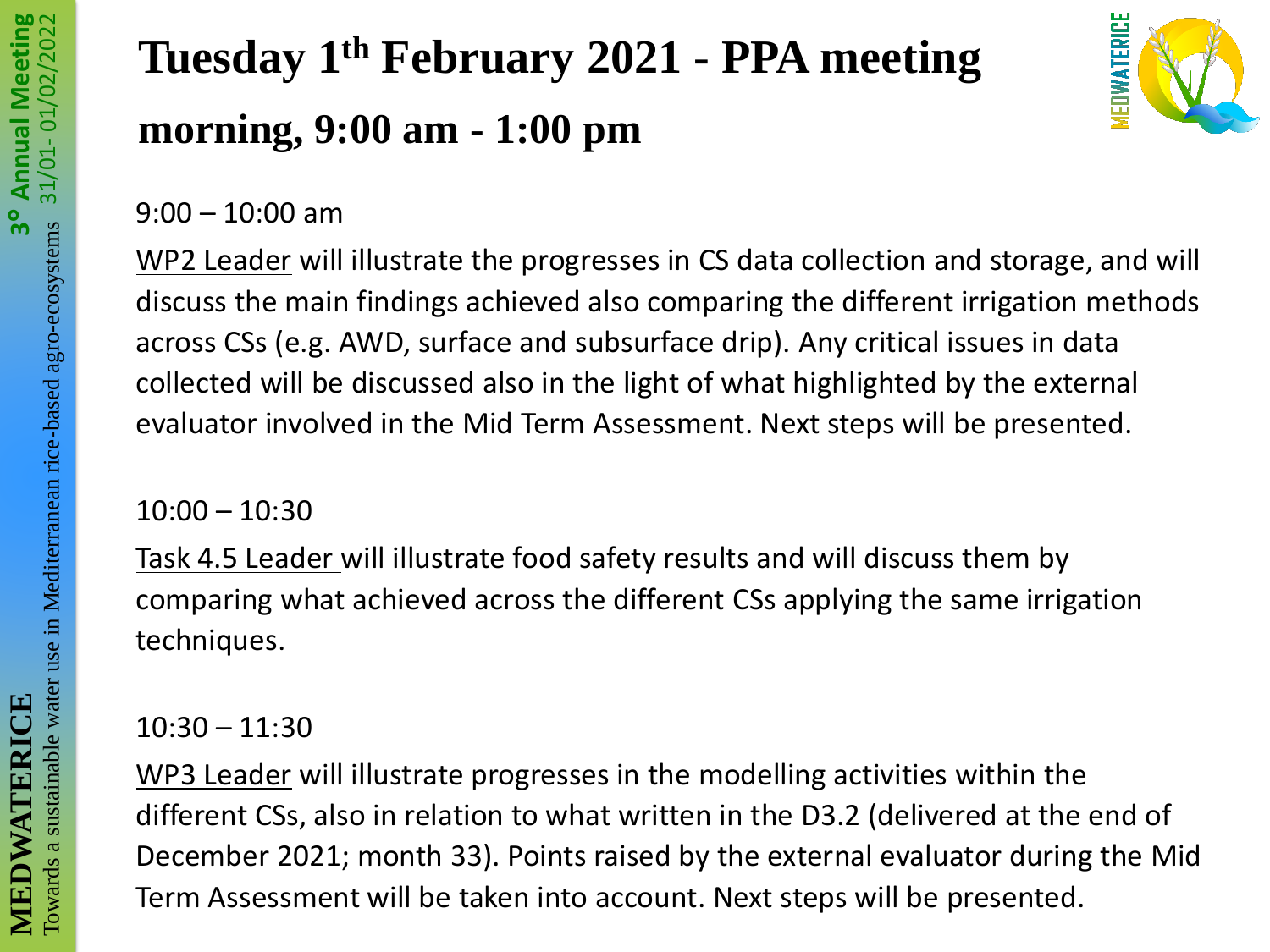# Tuesday 1th February 2021 - PPA meeting

## morning, 9:00 am - 1:00 pm

9:00 – 10:00 am

WP2 Leader will illustrate the progresses in CS data collection and storage, and will discuss the main findings achieved also comparing the different irrigation methods across CSs (e.g. AWD, surface and subsurface drip). Any critical issues in data collected will be discussed also in the light of what highlighted by the external evaluator involved in the Mid Term Assessment. Next steps will be presented.

10:00 – 10:30

Task 4.5 Leader will illustrate food safety results and will discuss them by comparing what achieved across the different CSs applying the same irrigation techniques.

10:30 – 11:30

WP3 Leader will illustrate progresses in the modelling activities within the different CSs, also in relation to what written in the D3.2 (delivered at the end of December 2021; month 33). Points raised by the external evaluator during the Mid Term Assessment will be taken into account. Next steps will be presented.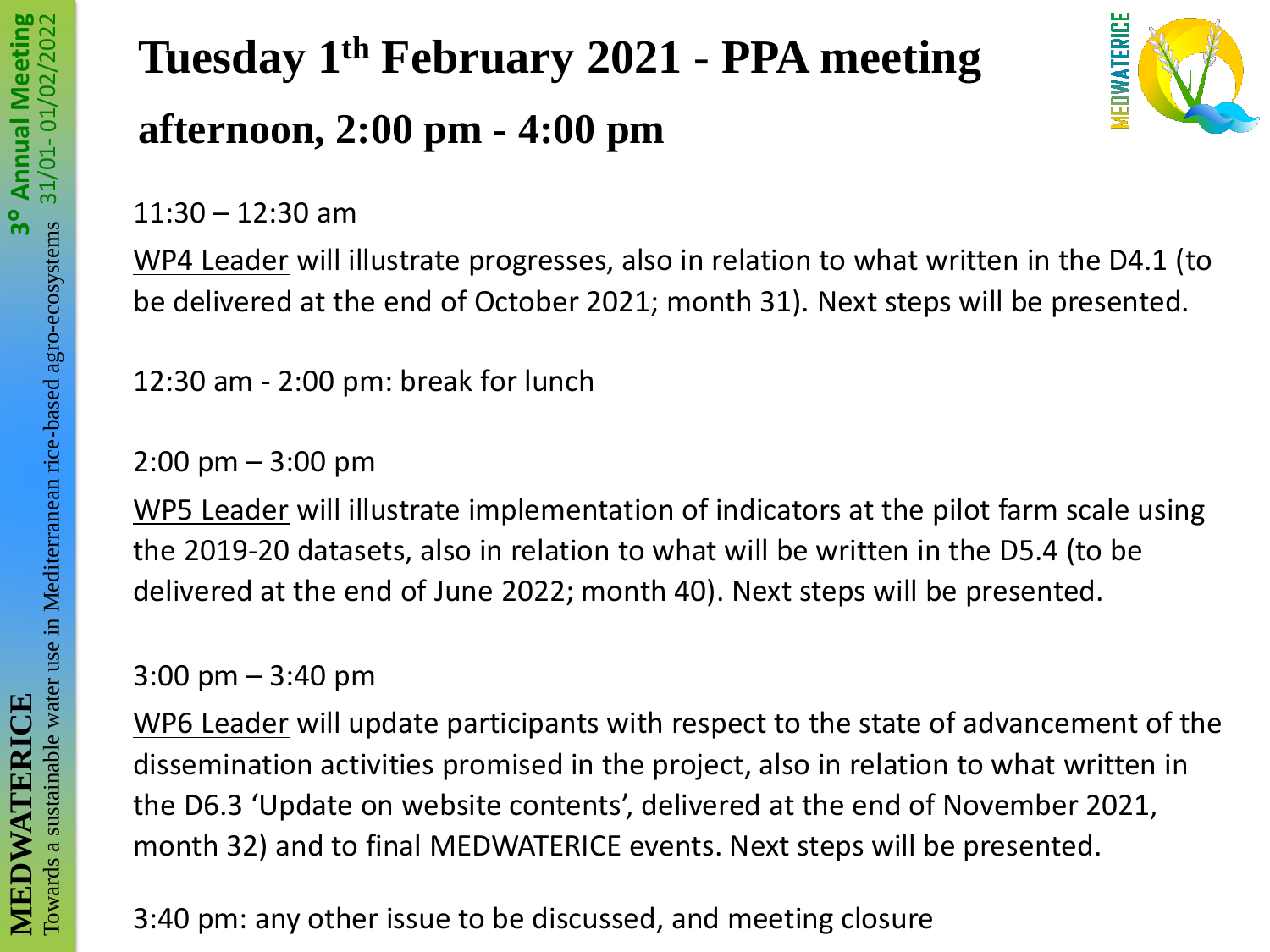# Tuesday 1th February 2021 - PPA meeting

## afternoon, 2:00 pm - 4:00 pm

11:30 – 12:30 am

WP4 Leader will illustrate progresses, also in relation to what written in the D4.1 (to be delivered at the end of October 2021; month 31). Next steps will be presented.

12:30 am - 2:00 pm: break for lunch

2:00 pm – 3:00 pm

WP5 Leader will illustrate implementation of indicators at the pilot farm scale using the 2019-20 datasets, also in relation to what will be written in the D5.4 (to be delivered at the end of June 2022; month 40). Next steps will be presented.

3:00 pm – 3:40 pm

WP6 Leader will update participants with respect to the state of advancement of the dissemination activities promised in the project, also in relation to what written in the D6.3 'Update on website contents', delivered at the end of November 2021, month 32) and to final MEDWATERICE events. Next steps will be presented.

3:40 pm: any other issue to be discussed, and meeting closure